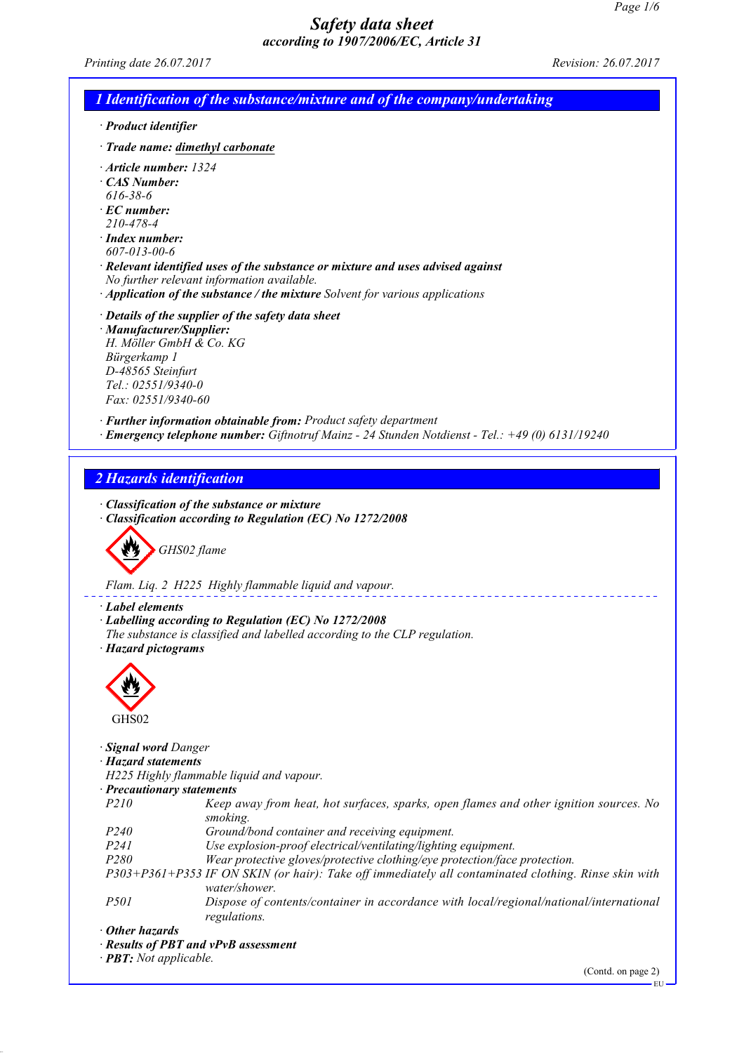# Safety data sheet
## according to 1907/2006/EC, Article 31

*Printing date 26.07.2017* *Revision: 26.07.2017*

## 1 Identification of the substance/mixture and of the company/undertaking

· **Product identifier**

· **Trade name: dimethyl carbonate**

· **Article number:** 1324
· **CAS Number:**
616-38-6
· **EC number:**
210-478-4
· **Index number:**
607-013-00-6
· **Relevant identified uses of the substance or mixture and uses advised against**
No further relevant information available.
· **Application of the substance / the mixture** Solvent for various applications

· **Details of the supplier of the safety data sheet**
· **Manufacturer/Supplier:**
H. Möller GmbH & Co. KG
Bürgerkamp 1
D-48565 Steinfurt
Tel.: 02551/9340-0
Fax: 02551/9340-60

· **Further information obtainable from:** Product safety department
· **Emergency telephone number:** Giftnotruf Mainz - 24 Stunden Notdienst - Tel.: +49 (0) 6131/19240

## 2 Hazards identification

· **Classification of the substance or mixture**
· **Classification according to Regulation (EC) No 1272/2008**

GHS02 flame

Flam. Liq. 2 H225 Highly flammable liquid and vapour.

· **Label elements**
· **Labelling according to Regulation (EC) No 1272/2008**
The substance is classified and labelled according to the CLP regulation.
· **Hazard pictograms**

GHS02

· **Signal word** Danger
· **Hazard statements**
H225 Highly flammable liquid and vapour.
· **Precautionary statements**

| | |
|---|---|
| P210 | Keep away from heat, hot surfaces, sparks, open flames and other ignition sources. No smoking. |
| P240 | Ground/bond container and receiving equipment. |
| P241 | Use explosion-proof electrical/ventilating/lighting equipment. |
| P280 | Wear protective gloves/protective clothing/eye protection/face protection. |
| P303+P361+P353 | IF ON SKIN (or hair): Take off immediately all contaminated clothing. Rinse skin with water/shower. |
| P501 | Dispose of contents/container in accordance with local/regional/national/international regulations. |

· **Other hazards**
· **Results of PBT and vPvB assessment**
· **PBT:** Not applicable.

(Contd. on page 2)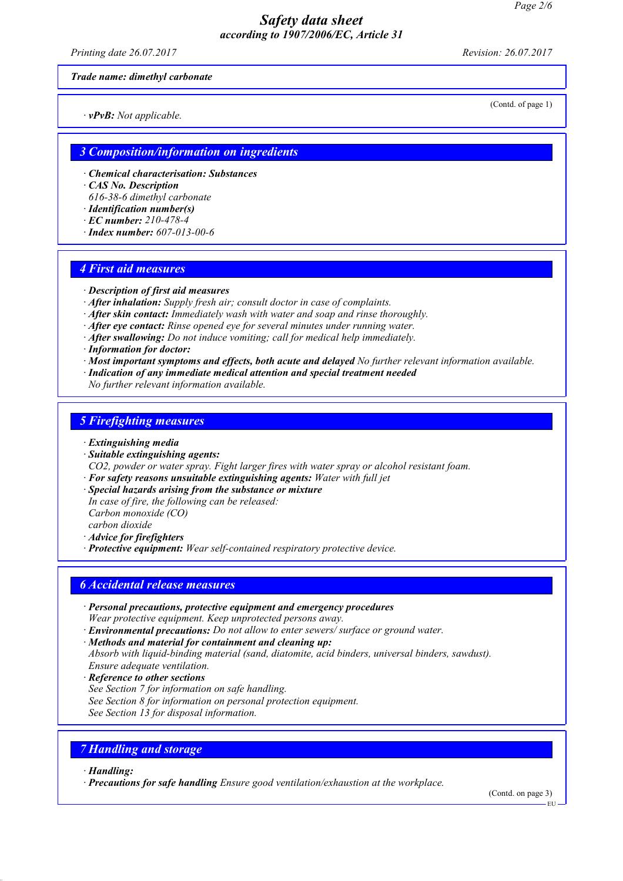**Trade name: dimethyl carbonate**

(Contd. of page 1)

· **vPvB:** Not applicable.

## 3 Composition/information on ingredients

· **Chemical characterisation: Substances**
· **CAS No. Description**
616-38-6 dimethyl carbonate
· **Identification number(s)**
· **EC number:** 210-478-4
· **Index number:** 607-013-00-6

## 4 First aid measures

· **Description of first aid measures**
· **After inhalation:** Supply fresh air; consult doctor in case of complaints.
· **After skin contact:** Immediately wash with water and soap and rinse thoroughly.
· **After eye contact:** Rinse opened eye for several minutes under running water.
· **After swallowing:** Do not induce vomiting; call for medical help immediately.
· **Information for doctor:**
· **Most important symptoms and effects, both acute and delayed** No further relevant information available.
· **Indication of any immediate medical attention and special treatment needed**
No further relevant information available.

## 5 Firefighting measures

· **Extinguishing media**
· **Suitable extinguishing agents:**
CO2, powder or water spray. Fight larger fires with water spray or alcohol resistant foam.
· **For safety reasons unsuitable extinguishing agents:** Water with full jet
· **Special hazards arising from the substance or mixture**
In case of fire, the following can be released:
Carbon monoxide (CO)
carbon dioxide
· **Advice for firefighters**
· **Protective equipment:** Wear self-contained respiratory protective device.

## 6 Accidental release measures

· **Personal precautions, protective equipment and emergency procedures**
Wear protective equipment. Keep unprotected persons away.
· **Environmental precautions:** Do not allow to enter sewers/ surface or ground water.
· **Methods and material for containment and cleaning up:**
Absorb with liquid-binding material (sand, diatomite, acid binders, universal binders, sawdust).
Ensure adequate ventilation.
· **Reference to other sections**
See Section 7 for information on safe handling.
See Section 8 for information on personal protection equipment.
See Section 13 for disposal information.

## 7 Handling and storage

· **Handling:**
· **Precautions for safe handling** Ensure good ventilation/exhaustion at the workplace.

(Contd. on page 3)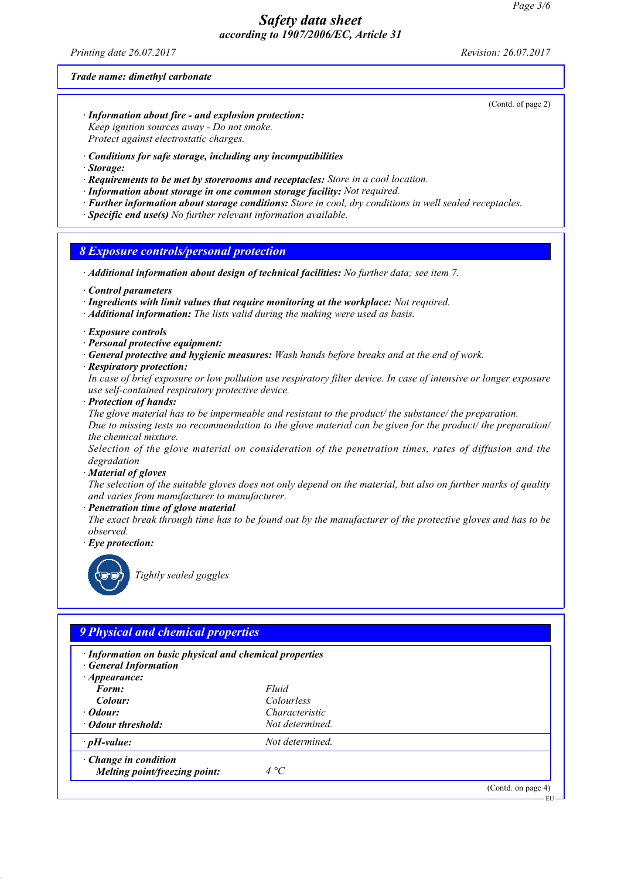Trade name: dimethyl carbonate

(Contd. of page 2)

· **Information about fire - and explosion protection:**
Keep ignition sources away - Do not smoke.
Protect against electrostatic charges.

· **Conditions for safe storage, including any incompatibilities**
· **Storage:**
· **Requirements to be met by storerooms and receptacles:** Store in a cool location.
· **Information about storage in one common storage facility:** Not required.
· **Further information about storage conditions:** Store in cool, dry conditions in well sealed receptacles.
· **Specific end use(s)** No further relevant information available.

## 8 Exposure controls/personal protection

· **Additional information about design of technical facilities:** No further data; see item 7.

· **Control parameters**
· **Ingredients with limit values that require monitoring at the workplace:** Not required.
· **Additional information:** The lists valid during the making were used as basis.

· **Exposure controls**
· **Personal protective equipment:**
· **General protective and hygienic measures:** Wash hands before breaks and at the end of work.
· **Respiratory protection:**
In case of brief exposure or low pollution use respiratory filter device. In case of intensive or longer exposure use self-contained respiratory protective device.
· **Protection of hands:**
The glove material has to be impermeable and resistant to the product/ the substance/ the preparation.
Due to missing tests no recommendation to the glove material can be given for the product/ the preparation/ the chemical mixture.
Selection of the glove material on consideration of the penetration times, rates of diffusion and the degradation
· **Material of gloves**
The selection of the suitable gloves does not only depend on the material, but also on further marks of quality and varies from manufacturer to manufacturer.
· **Penetration time of glove material**
The exact break through time has to be found out by the manufacturer of the protective gloves and has to be observed.
· **Eye protection:**

Tightly sealed goggles

## 9 Physical and chemical properties

| | |
|---|---|
| · **Information on basic physical and chemical properties** | |
| · **General Information** | |
| · **Appearance:** | |
| **Form:** | Fluid |
| **Colour:** | Colourless |
| · **Odour:** | Characteristic |
| · **Odour threshold:** | Not determined. |
| · **pH-value:** | Not determined. |
| · **Change in condition** | |
| **Melting point/freezing point:** | 4 °C |

(Contd. on page 4)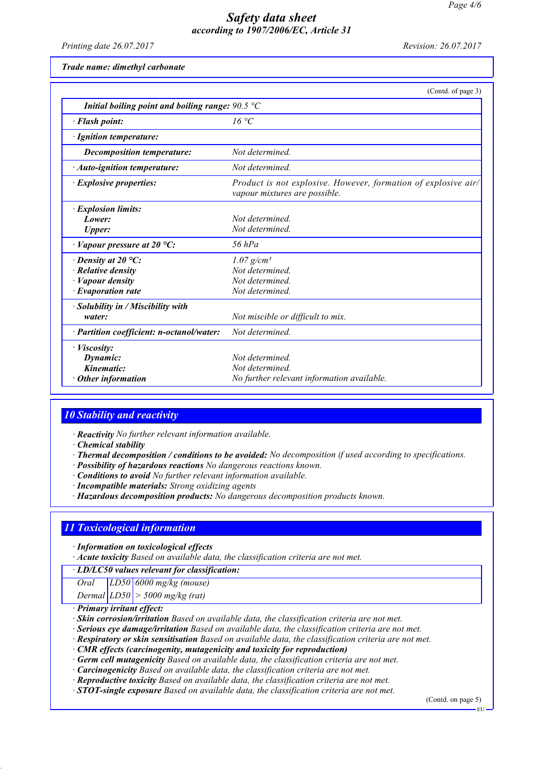**Trade name: dimethyl carbonate**

(Contd. of page 3)

| | |
|---|---|
| **Initial boiling point and boiling range:** 90.5 °C | |
| · **Flash point:** | 16 °C |
| · **Ignition temperature:** | |
| **Decomposition temperature:** | Not determined. |
| · **Auto-ignition temperature:** | Not determined. |
| · **Explosive properties:** | Product is not explosive. However, formation of explosive air/vapour mixtures are possible. |
| · **Explosion limits:** | |
| **Lower:** | Not determined. |
| **Upper:** | Not determined. |
| · **Vapour pressure at 20 °C:** | 56 hPa |
| · **Density at 20 °C:** | 1.07 g/cm³ |
| · **Relative density** | Not determined. |
| · **Vapour density** | Not determined. |
| · **Evaporation rate** | Not determined. |
| · **Solubility in / Miscibility with water:** | Not miscible or difficult to mix. |
| · **Partition coefficient: n-octanol/water:** | Not determined. |
| · **Viscosity:** | |
| **Dynamic:** | Not determined. |
| **Kinematic:** | Not determined. |
| · **Other information** | No further relevant information available. |

## 10 Stability and reactivity

· **Reactivity** No further relevant information available.
· **Chemical stability**
· **Thermal decomposition / conditions to be avoided:** No decomposition if used according to specifications.
· **Possibility of hazardous reactions** No dangerous reactions known.
· **Conditions to avoid** No further relevant information available.
· **Incompatible materials:** Strong oxidizing agents
· **Hazardous decomposition products:** No dangerous decomposition products known.

## 11 Toxicological information

· **Information on toxicological effects**
· **Acute toxicity** Based on available data, the classification criteria are not met.

· **LD/LC50 values relevant for classification:**

| | | |
|---|---|---|
| Oral | LD50 | 6000 mg/kg (mouse) |
| Dermal | LD50 | > 5000 mg/kg (rat) |

· **Primary irritant effect:**
· **Skin corrosion/irritation** Based on available data, the classification criteria are not met.
· **Serious eye damage/irritation** Based on available data, the classification criteria are not met.
· **Respiratory or skin sensitisation** Based on available data, the classification criteria are not met.
· **CMR effects (carcinogenity, mutagenicity and toxicity for reproduction)**
· **Germ cell mutagenicity** Based on available data, the classification criteria are not met.
· **Carcinogenicity** Based on available data, the classification criteria are not met.
· **Reproductive toxicity** Based on available data, the classification criteria are not met.
· **STOT-single exposure** Based on available data, the classification criteria are not met.

(Contd. on page 5)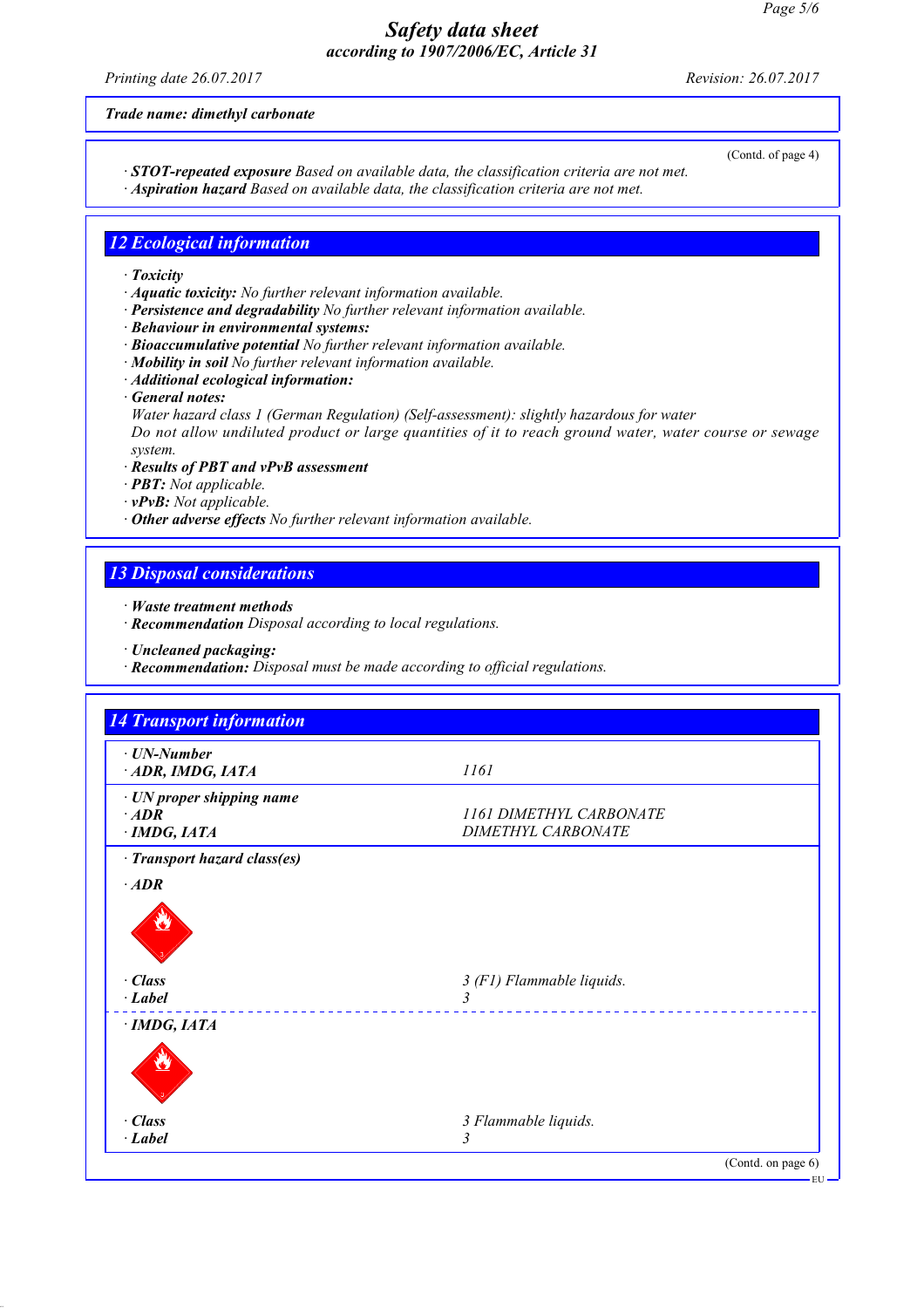Trade name: dimethyl carbonate

(Contd. of page 4)

· **STOT-repeated exposure** Based on available data, the classification criteria are not met.
· **Aspiration hazard** Based on available data, the classification criteria are not met.

## 12 Ecological information

· **Toxicity**
· **Aquatic toxicity:** No further relevant information available.
· **Persistence and degradability** No further relevant information available.
· **Behaviour in environmental systems:**
· **Bioaccumulative potential** No further relevant information available.
· **Mobility in soil** No further relevant information available.
· **Additional ecological information:**
· **General notes:**
Water hazard class 1 (German Regulation) (Self-assessment): slightly hazardous for water
Do not allow undiluted product or large quantities of it to reach ground water, water course or sewage system.
· **Results of PBT and vPvB assessment**
· **PBT:** Not applicable.
· **vPvB:** Not applicable.
· **Other adverse effects** No further relevant information available.

## 13 Disposal considerations

· **Waste treatment methods**
· **Recommendation** Disposal according to local regulations.

· **Uncleaned packaging:**
· **Recommendation:** Disposal must be made according to official regulations.

## 14 Transport information

| | |
|---|---|
| · **UN-Number** | |
| · **ADR, IMDG, IATA** | 1161 |
| · **UN proper shipping name** | |
| · **ADR** | 1161 DIMETHYL CARBONATE |
| · **IMDG, IATA** | DIMETHYL CARBONATE |
| · **Transport hazard class(es)** | |
| · **ADR** | |
| · **Class** | 3 (F1) Flammable liquids. |
| · **Label** | 3 |
| · **IMDG, IATA** | |
| · **Class** | 3 Flammable liquids. |
| · **Label** | 3 |

(Contd. on page 6)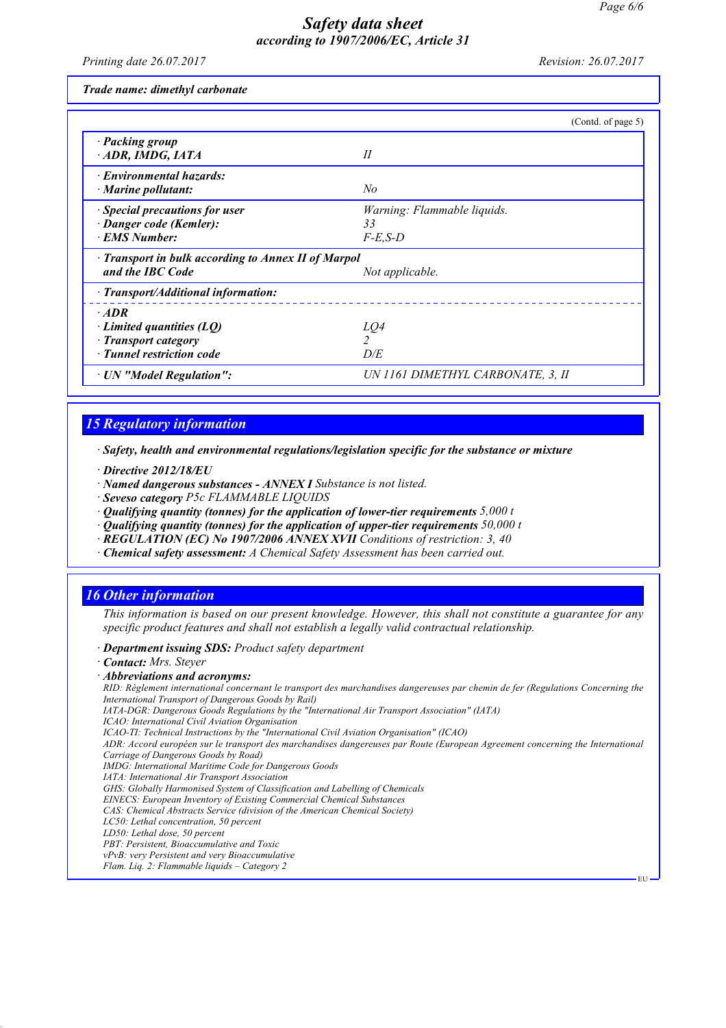**Trade name: dimethyl carbonate**

(Contd. of page 5)

| | |
|---|---|
| · **Packing group** · **ADR, IMDG, IATA** | II |
| · **Environmental hazards:** · **Marine pollutant:** | No |
| · **Special precautions for user** | Warning: Flammable liquids. |
| · **Danger code (Kemler):** | 33 |
| · **EMS Number:** | F-E,S-D |
| · **Transport in bulk according to Annex II of Marpol and the IBC Code** | Not applicable. |
| · **Transport/Additional information:** | |
| · **ADR** | |
| · **Limited quantities (LQ)** | LQ4 |
| · **Transport category** | 2 |
| · **Tunnel restriction code** | D/E |
| · **UN "Model Regulation":** | UN 1161 DIMETHYL CARBONATE, 3, II |

## 15 Regulatory information

· **Safety, health and environmental regulations/legislation specific for the substance or mixture**

· **Directive 2012/18/EU**
· **Named dangerous substances - ANNEX I** Substance is not listed.
· **Seveso category** P5c FLAMMABLE LIQUIDS
· **Qualifying quantity (tonnes) for the application of lower-tier requirements** 5,000 t
· **Qualifying quantity (tonnes) for the application of upper-tier requirements** 50,000 t
· **REGULATION (EC) No 1907/2006 ANNEX XVII** Conditions of restriction: 3, 40
· **Chemical safety assessment:** A Chemical Safety Assessment has been carried out.

## 16 Other information

This information is based on our present knowledge. However, this shall not constitute a guarantee for any specific product features and shall not establish a legally valid contractual relationship.

· **Department issuing SDS:** Product safety department
· **Contact:** Mrs. Steyer
· **Abbreviations and acronyms:**
RID: Règlement international concernant le transport des marchandises dangereuses par chemin de fer (Regulations Concerning the International Transport of Dangerous Goods by Rail)
IATA-DGR: Dangerous Goods Regulations by the "International Air Transport Association" (IATA)
ICAO: International Civil Aviation Organisation
ICAO-TI: Technical Instructions by the "International Civil Aviation Organisation" (ICAO)
ADR: Accord européen sur le transport des marchandises dangereuses par Route (European Agreement concerning the International Carriage of Dangerous Goods by Road)
IMDG: International Maritime Code for Dangerous Goods
IATA: International Air Transport Association
GHS: Globally Harmonised System of Classification and Labelling of Chemicals
EINECS: European Inventory of Existing Commercial Chemical Substances
CAS: Chemical Abstracts Service (division of the American Chemical Society)
LC50: Lethal concentration, 50 percent
LD50: Lethal dose, 50 percent
PBT: Persistent, Bioaccumulative and Toxic
vPvB: very Persistent and very Bioaccumulative
Flam. Liq. 2: Flammable liquids – Category 2